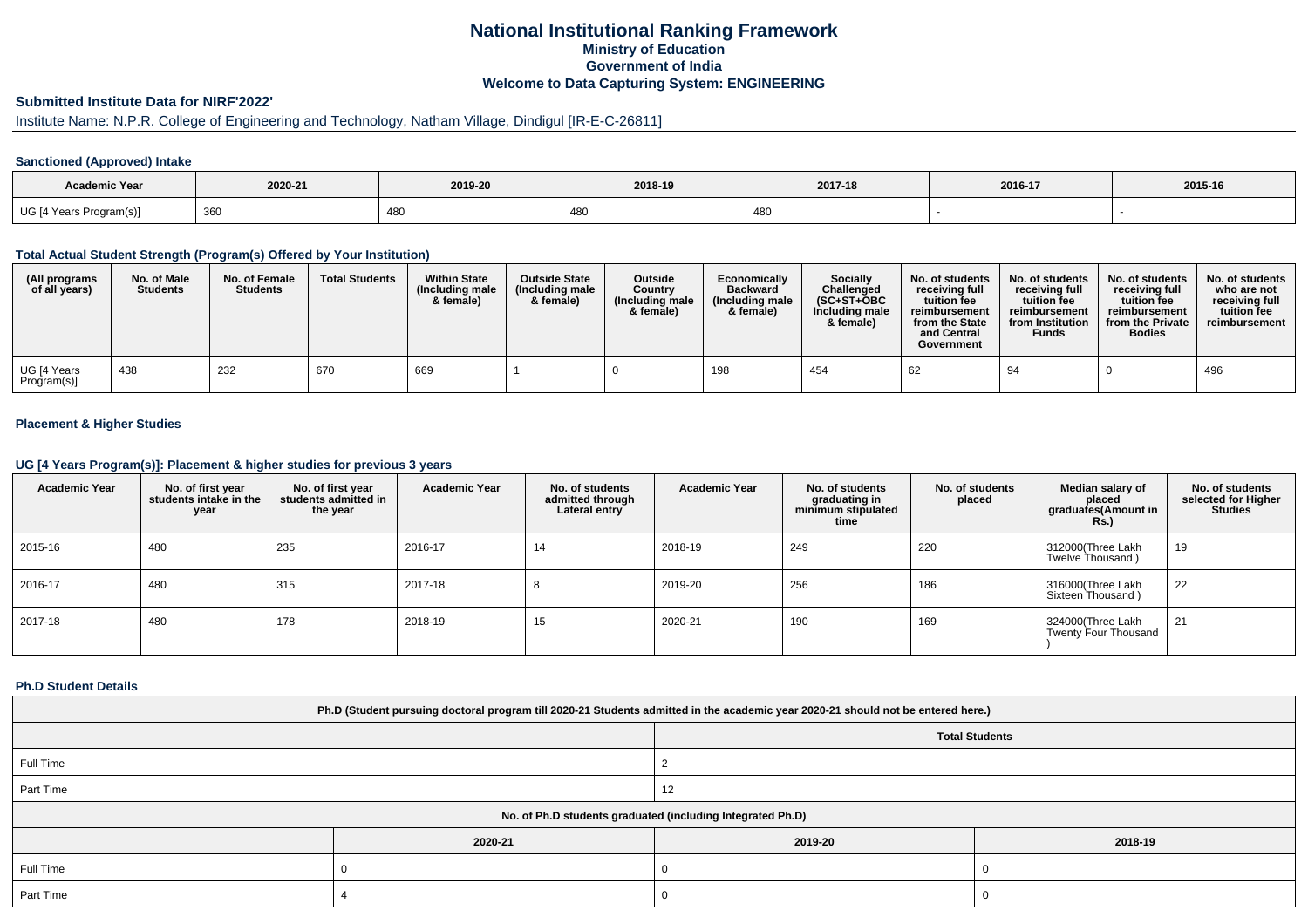# National Institutional Ranking Framework

## Ministry of Education

## Government of India

## Welcome to Data Capturing System: ENGINEERING

### Submitted Institute Data for NIRF'2022'

Institute Name: N.P.R. College of Engineering and Technology, Natham Village, Dindigul [IR-E-C-26811]

### Sanctioned (Approved) Intake

| Academic Year | 2020-21 | 2019-20 | 2018-19 | 2017-18 | 2016-17 | 2015-16 |
|---|---|---|---|---|---|---|
| UG [4 Years Program(s)] | 360 | 480 | 480 | 480 | - | - |

### Total Actual Student Strength (Program(s) Offered by Your Institution)

| (All programs of all years) | No. of Male Students | No. of Female Students | Total Students | Within State (Including male & female) | Outside State (Including male & female) | Outside Country (Including male & female) | Economically Backward (Including male & female) | Socially Challenged (SC+ST+OBC Including male & female) | No. of students receiving full tuition fee reimbursement from the State and Central Government | No. of students receiving full tuition fee reimbursement from Institution Funds | No. of students receiving full tuition fee reimbursement from the Private Bodies | No. of students who are not receiving full tuition fee reimbursement |
|---|---|---|---|---|---|---|---|---|---|---|---|---|
| UG [4 Years Program(s)] | 438 | 232 | 670 | 669 | 1 | 0 | 198 | 454 | 62 | 94 | 0 | 496 |

### Placement & Higher Studies

### UG [4 Years Program(s)]: Placement & higher studies for previous 3 years

| Academic Year | No. of first year students intake in the year | No. of first year students admitted in the year | Academic Year | No. of students admitted through Lateral entry | Academic Year | No. of students graduating in minimum stipulated time | No. of students placed | Median salary of placed graduates(Amount in Rs.) | No. of students selected for Higher Studies |
|---|---|---|---|---|---|---|---|---|---|
| 2015-16 | 480 | 235 | 2016-17 | 14 | 2018-19 | 249 | 220 | 312000(Three Lakh Twelve Thousand ) | 19 |
| 2016-17 | 480 | 315 | 2017-18 | 8 | 2019-20 | 256 | 186 | 316000(Three Lakh Sixteen Thousand ) | 22 |
| 2017-18 | 480 | 178 | 2018-19 | 15 | 2020-21 | 190 | 169 | 324000(Three Lakh Twenty Four Thousand ) | 21 |

### Ph.D Student Details

| Ph.D (Student pursuing doctoral program till 2020-21 Students admitted in the academic year 2020-21 should not be entered here.) | |
|---|---|
| | Total Students |
| Full Time | 2 |
| Part Time | 12 |

| No. of Ph.D students graduated (including Integrated Ph.D) | | | |
|---|---|---|---|
| | 2020-21 | 2019-20 | 2018-19 |
| Full Time | 0 | 0 | 0 |
| Part Time | 4 | 0 | 0 |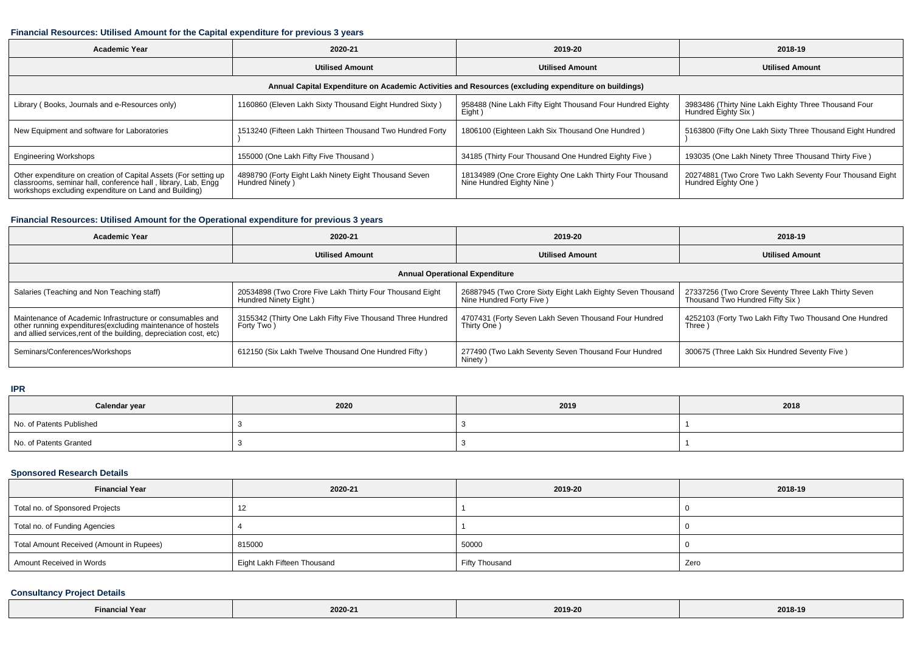### Financial Resources: Utilised Amount for the Capital expenditure for previous 3 years

| Academic Year | 2020-21 | 2019-20 | 2018-19 |
|---|---|---|---|
| | Utilised Amount | Utilised Amount | Utilised Amount |
| **Annual Capital Expenditure on Academic Activities and Resources (excluding expenditure on buildings)** | | | |
| Library ( Books, Journals and e-Resources only) | 1160860 (Eleven Lakh Sixty Thousand Eight Hundred Sixty ) | 958488 (Nine Lakh Fifty Eight Thousand Four Hundred Eighty Eight ) | 3983486 (Thirty Nine Lakh Eighty Three Thousand Four Hundred Eighty Six ) |
| New Equipment and software for Laboratories | 1513240 (Fifteen Lakh Thirteen Thousand Two Hundred Forty ) | 1806100 (Eighteen Lakh Six Thousand One Hundred ) | 5163800 (Fifty One Lakh Sixty Three Thousand Eight Hundred ) |
| Engineering Workshops | 155000 (One Lakh Fifty Five Thousand ) | 34185 (Thirty Four Thousand One Hundred Eighty Five ) | 193035 (One Lakh Ninety Three Thousand Thirty Five ) |
| Other expenditure on creation of Capital Assets (For setting up classrooms, seminar hall, conference hall , library, Lab, Engg workshops excluding expenditure on Land and Building) | 4898790 (Forty Eight Lakh Ninety Eight Thousand Seven Hundred Ninety ) | 18134989 (One Crore Eighty One Lakh Thirty Four Thousand Nine Hundred Eighty Nine ) | 20274881 (Two Crore Two Lakh Seventy Four Thousand Eight Hundred Eighty One ) |

### Financial Resources: Utilised Amount for the Operational expenditure for previous 3 years

| Academic Year | 2020-21 | 2019-20 | 2018-19 |
|---|---|---|---|
| | Utilised Amount | Utilised Amount | Utilised Amount |
| **Annual Operational Expenditure** | | | |
| Salaries (Teaching and Non Teaching staff) | 20534898 (Two Crore Five Lakh Thirty Four Thousand Eight Hundred Ninety Eight ) | 26887945 (Two Crore Sixty Eight Lakh Eighty Seven Thousand Nine Hundred Forty Five ) | 27337256 (Two Crore Seventy Three Lakh Thirty Seven Thousand Two Hundred Fifty Six ) |
| Maintenance of Academic Infrastructure or consumables and other running expenditures(excluding maintenance of hostels and allied services,rent of the building, depreciation cost, etc) | 3155342 (Thirty One Lakh Fifty Five Thousand Three Hundred Forty Two ) | 4707431 (Forty Seven Lakh Seven Thousand Four Hundred Thirty One ) | 4252103 (Forty Two Lakh Fifty Two Thousand One Hundred Three ) |
| Seminars/Conferences/Workshops | 612150 (Six Lakh Twelve Thousand One Hundred Fifty ) | 277490 (Two Lakh Seventy Seven Thousand Four Hundred Ninety ) | 300675 (Three Lakh Six Hundred Seventy Five ) |

### IPR

| Calendar year | 2020 | 2019 | 2018 |
|---|---|---|---|
| No. of Patents Published | 3 | 3 | 1 |
| No. of Patents Granted | 3 | 3 | 1 |

### Sponsored Research Details

| Financial Year | 2020-21 | 2019-20 | 2018-19 |
|---|---|---|---|
| Total no. of Sponsored Projects | 12 | 1 | 0 |
| Total no. of Funding Agencies | 4 | 1 | 0 |
| Total Amount Received (Amount in Rupees) | 815000 | 50000 | 0 |
| Amount Received in Words | Eight Lakh Fifteen Thousand | Fifty Thousand | Zero |

### Consultancy Project Details

| Financial Year | 2020-21 | 2019-20 | 2018-19 |
|---|---|---|---|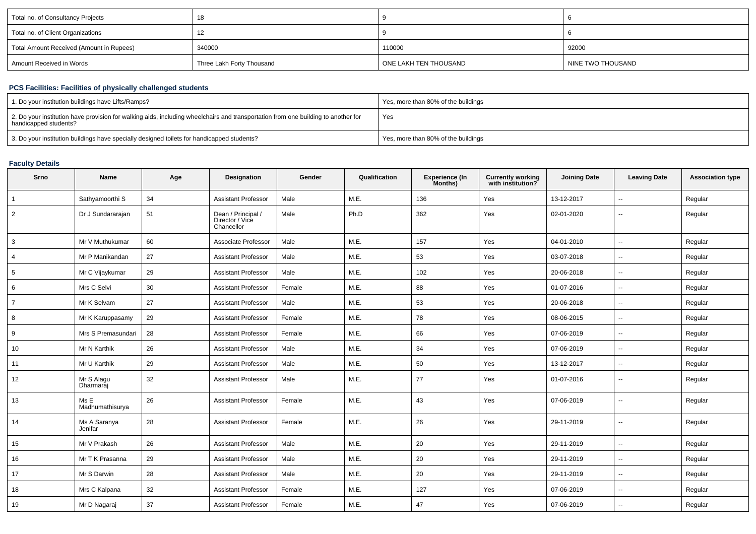| Total no. of Consultancy Projects | 18 | 9 | 6 |
|---|---|---|---|
| Total no. of Client Organizations | 12 | 9 | 6 |
| Total Amount Received (Amount in Rupees) | 340000 | 110000 | 92000 |
| Amount Received in Words | Three Lakh Forty Thousand | ONE LAKH TEN THOUSAND | NINE TWO THOUSAND |

### PCS Facilities: Facilities of physically challenged students

| 1. Do your institution buildings have Lifts/Ramps? | Yes, more than 80% of the buildings |
|---|---|
| 2. Do your institution have provision for walking aids, including wheelchairs and transportation from one building to another for handicapped students? | Yes |
| 3. Do your institution buildings have specially designed toilets for handicapped students? | Yes, more than 80% of the buildings |

### Faculty Details

| Srno | Name | Age | Designation | Gender | Qualification | Experience (In Months) | Currently working with institution? | Joining Date | Leaving Date | Association type |
|---|---|---|---|---|---|---|---|---|---|---|
| 1 | Sathyamoorthi S | 34 | Assistant Professor | Male | M.E. | 136 | Yes | 13-12-2017 | -- | Regular |
| 2 | Dr J Sundararajan | 51 | Dean / Principal / Director / Vice Chancellor | Male | Ph.D | 362 | Yes | 02-01-2020 | -- | Regular |
| 3 | Mr V Muthukumar | 60 | Associate Professor | Male | M.E. | 157 | Yes | 04-01-2010 | -- | Regular |
| 4 | Mr P Manikandan | 27 | Assistant Professor | Male | M.E. | 53 | Yes | 03-07-2018 | -- | Regular |
| 5 | Mr C Vijaykumar | 29 | Assistant Professor | Male | M.E. | 102 | Yes | 20-06-2018 | -- | Regular |
| 6 | Mrs C Selvi | 30 | Assistant Professor | Female | M.E. | 88 | Yes | 01-07-2016 | -- | Regular |
| 7 | Mr K Selvam | 27 | Assistant Professor | Male | M.E. | 53 | Yes | 20-06-2018 | -- | Regular |
| 8 | Mr K Karuppasamy | 29 | Assistant Professor | Female | M.E. | 78 | Yes | 08-06-2015 | -- | Regular |
| 9 | Mrs S Premasundari | 28 | Assistant Professor | Female | M.E. | 66 | Yes | 07-06-2019 | -- | Regular |
| 10 | Mr N Karthik | 26 | Assistant Professor | Male | M.E. | 34 | Yes | 07-06-2019 | -- | Regular |
| 11 | Mr U Karthik | 29 | Assistant Professor | Male | M.E. | 50 | Yes | 13-12-2017 | -- | Regular |
| 12 | Mr S Alagu Dharmaraj | 32 | Assistant Professor | Male | M.E. | 77 | Yes | 01-07-2016 | -- | Regular |
| 13 | Ms E Madhumathisurya | 26 | Assistant Professor | Female | M.E. | 43 | Yes | 07-06-2019 | -- | Regular |
| 14 | Ms A Saranya Jenifar | 28 | Assistant Professor | Female | M.E. | 26 | Yes | 29-11-2019 | -- | Regular |
| 15 | Mr V Prakash | 26 | Assistant Professor | Male | M.E. | 20 | Yes | 29-11-2019 | -- | Regular |
| 16 | Mr T K Prasanna | 29 | Assistant Professor | Male | M.E. | 20 | Yes | 29-11-2019 | -- | Regular |
| 17 | Mr S Darwin | 28 | Assistant Professor | Male | M.E. | 20 | Yes | 29-11-2019 | -- | Regular |
| 18 | Mrs C Kalpana | 32 | Assistant Professor | Female | M.E. | 127 | Yes | 07-06-2019 | -- | Regular |
| 19 | Mr D Nagaraj | 37 | Assistant Professor | Female | M.E. | 47 | Yes | 07-06-2019 | -- | Regular |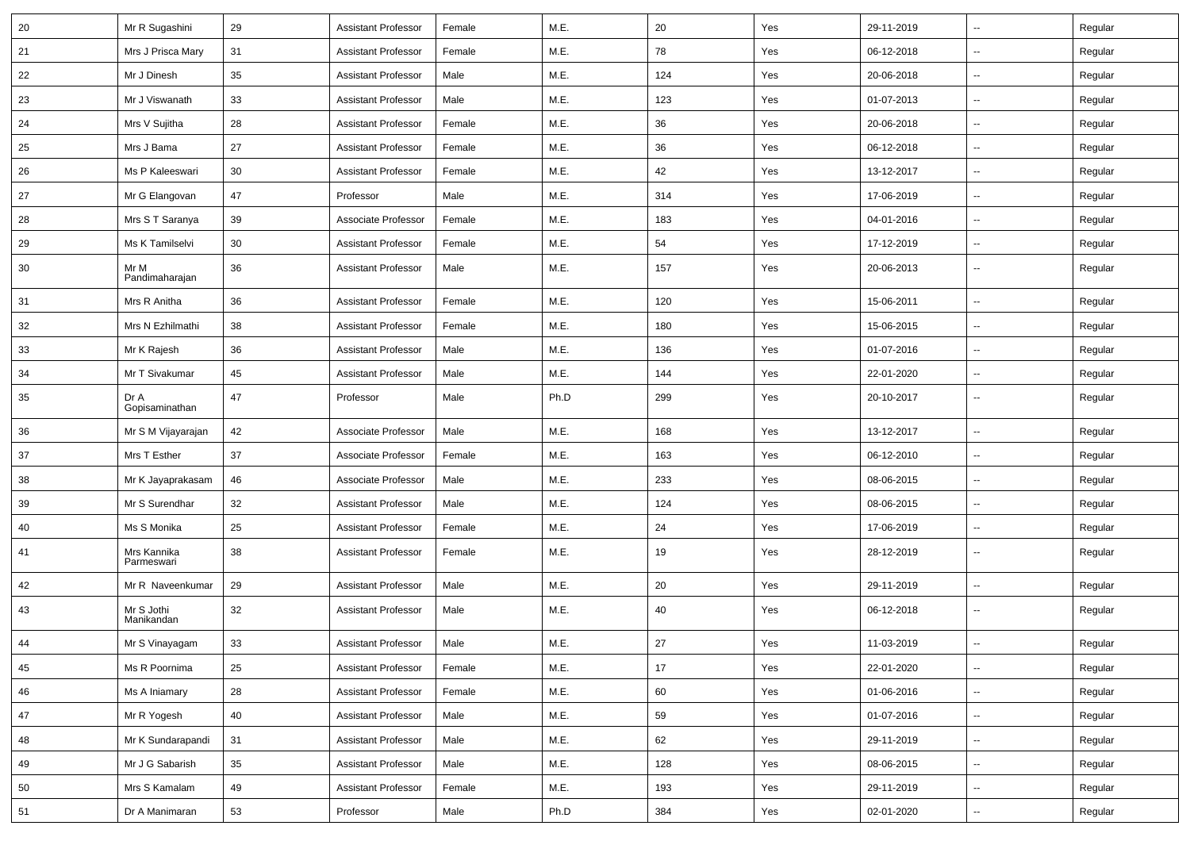| | | | | | | | | | | |
|---|---|---|---|---|---|---|---|---|---|---|
| 20 | Mr R Sugashini | 29 | Assistant Professor | Female | M.E. | 20 | Yes | 29-11-2019 | -- | Regular |
| 21 | Mrs J Prisca Mary | 31 | Assistant Professor | Female | M.E. | 78 | Yes | 06-12-2018 | -- | Regular |
| 22 | Mr J Dinesh | 35 | Assistant Professor | Male | M.E. | 124 | Yes | 20-06-2018 | -- | Regular |
| 23 | Mr J Viswanath | 33 | Assistant Professor | Male | M.E. | 123 | Yes | 01-07-2013 | -- | Regular |
| 24 | Mrs V Sujitha | 28 | Assistant Professor | Female | M.E. | 36 | Yes | 20-06-2018 | -- | Regular |
| 25 | Mrs J Bama | 27 | Assistant Professor | Female | M.E. | 36 | Yes | 06-12-2018 | -- | Regular |
| 26 | Ms P Kaleeswari | 30 | Assistant Professor | Female | M.E. | 42 | Yes | 13-12-2017 | -- | Regular |
| 27 | Mr G Elangovan | 47 | Professor | Male | M.E. | 314 | Yes | 17-06-2019 | -- | Regular |
| 28 | Mrs S T Saranya | 39 | Associate Professor | Female | M.E. | 183 | Yes | 04-01-2016 | -- | Regular |
| 29 | Ms K Tamilselvi | 30 | Assistant Professor | Female | M.E. | 54 | Yes | 17-12-2019 | -- | Regular |
| 30 | Mr M Pandimaharajan | 36 | Assistant Professor | Male | M.E. | 157 | Yes | 20-06-2013 | -- | Regular |
| 31 | Mrs R Anitha | 36 | Assistant Professor | Female | M.E. | 120 | Yes | 15-06-2011 | -- | Regular |
| 32 | Mrs N Ezhilmathi | 38 | Assistant Professor | Female | M.E. | 180 | Yes | 15-06-2015 | -- | Regular |
| 33 | Mr K Rajesh | 36 | Assistant Professor | Male | M.E. | 136 | Yes | 01-07-2016 | -- | Regular |
| 34 | Mr T Sivakumar | 45 | Assistant Professor | Male | M.E. | 144 | Yes | 22-01-2020 | -- | Regular |
| 35 | Dr A Gopisaminathan | 47 | Professor | Male | Ph.D | 299 | Yes | 20-10-2017 | -- | Regular |
| 36 | Mr S M Vijayarajan | 42 | Associate Professor | Male | M.E. | 168 | Yes | 13-12-2017 | -- | Regular |
| 37 | Mrs T Esther | 37 | Associate Professor | Female | M.E. | 163 | Yes | 06-12-2010 | -- | Regular |
| 38 | Mr K Jayaprakasam | 46 | Associate Professor | Male | M.E. | 233 | Yes | 08-06-2015 | -- | Regular |
| 39 | Mr S Surendhar | 32 | Assistant Professor | Male | M.E. | 124 | Yes | 08-06-2015 | -- | Regular |
| 40 | Ms S Monika | 25 | Assistant Professor | Female | M.E. | 24 | Yes | 17-06-2019 | -- | Regular |
| 41 | Mrs Kannika Parmeswari | 38 | Assistant Professor | Female | M.E. | 19 | Yes | 28-12-2019 | -- | Regular |
| 42 | Mr R Naveenkumar | 29 | Assistant Professor | Male | M.E. | 20 | Yes | 29-11-2019 | -- | Regular |
| 43 | Mr S Jothi Manikandan | 32 | Assistant Professor | Male | M.E. | 40 | Yes | 06-12-2018 | -- | Regular |
| 44 | Mr S Vinayagam | 33 | Assistant Professor | Male | M.E. | 27 | Yes | 11-03-2019 | -- | Regular |
| 45 | Ms R Poornima | 25 | Assistant Professor | Female | M.E. | 17 | Yes | 22-01-2020 | -- | Regular |
| 46 | Ms A Iniamary | 28 | Assistant Professor | Female | M.E. | 60 | Yes | 01-06-2016 | -- | Regular |
| 47 | Mr R Yogesh | 40 | Assistant Professor | Male | M.E. | 59 | Yes | 01-07-2016 | -- | Regular |
| 48 | Mr K Sundarapandi | 31 | Assistant Professor | Male | M.E. | 62 | Yes | 29-11-2019 | -- | Regular |
| 49 | Mr J G Sabarish | 35 | Assistant Professor | Male | M.E. | 128 | Yes | 08-06-2015 | -- | Regular |
| 50 | Mrs S Kamalam | 49 | Assistant Professor | Female | M.E. | 193 | Yes | 29-11-2019 | -- | Regular |
| 51 | Dr A Manimaran | 53 | Professor | Male | Ph.D | 384 | Yes | 02-01-2020 | -- | Regular |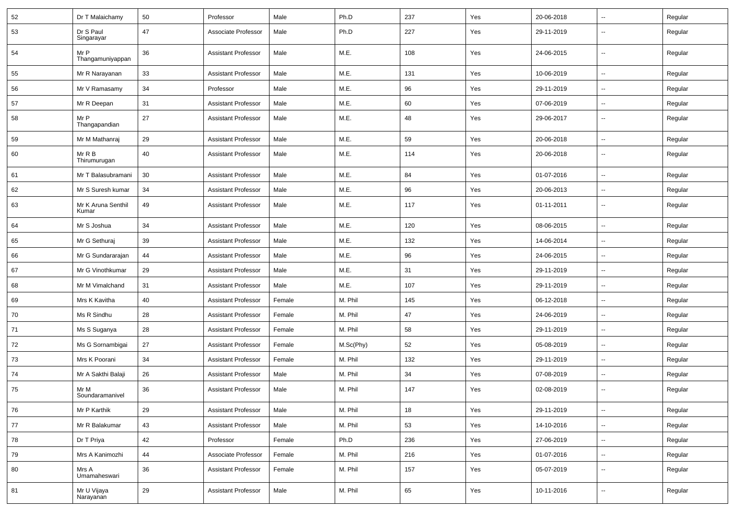| | | | | | | | | | | |
|---|---|---|---|---|---|---|---|---|---|---|
| 52 | Dr T Malaichamy | 50 | Professor | Male | Ph.D | 237 | Yes | 20-06-2018 | -- | Regular |
| 53 | Dr S Paul Singarayar | 47 | Associate Professor | Male | Ph.D | 227 | Yes | 29-11-2019 | -- | Regular |
| 54 | Mr P Thangamuniyappan | 36 | Assistant Professor | Male | M.E. | 108 | Yes | 24-06-2015 | -- | Regular |
| 55 | Mr R Narayanan | 33 | Assistant Professor | Male | M.E. | 131 | Yes | 10-06-2019 | -- | Regular |
| 56 | Mr V Ramasamy | 34 | Professor | Male | M.E. | 96 | Yes | 29-11-2019 | -- | Regular |
| 57 | Mr R Deepan | 31 | Assistant Professor | Male | M.E. | 60 | Yes | 07-06-2019 | -- | Regular |
| 58 | Mr P Thangapandian | 27 | Assistant Professor | Male | M.E. | 48 | Yes | 29-06-2017 | -- | Regular |
| 59 | Mr M Mathanraj | 29 | Assistant Professor | Male | M.E. | 59 | Yes | 20-06-2018 | -- | Regular |
| 60 | Mr R B Thirumurugan | 40 | Assistant Professor | Male | M.E. | 114 | Yes | 20-06-2018 | -- | Regular |
| 61 | Mr T Balasubramani | 30 | Assistant Professor | Male | M.E. | 84 | Yes | 01-07-2016 | -- | Regular |
| 62 | Mr S Suresh kumar | 34 | Assistant Professor | Male | M.E. | 96 | Yes | 20-06-2013 | -- | Regular |
| 63 | Mr K Aruna Senthil Kumar | 49 | Assistant Professor | Male | M.E. | 117 | Yes | 01-11-2011 | -- | Regular |
| 64 | Mr S Joshua | 34 | Assistant Professor | Male | M.E. | 120 | Yes | 08-06-2015 | -- | Regular |
| 65 | Mr G Sethuraj | 39 | Assistant Professor | Male | M.E. | 132 | Yes | 14-06-2014 | -- | Regular |
| 66 | Mr G Sundararajan | 44 | Assistant Professor | Male | M.E. | 96 | Yes | 24-06-2015 | -- | Regular |
| 67 | Mr G Vinothkumar | 29 | Assistant Professor | Male | M.E. | 31 | Yes | 29-11-2019 | -- | Regular |
| 68 | Mr M Vimalchand | 31 | Assistant Professor | Male | M.E. | 107 | Yes | 29-11-2019 | -- | Regular |
| 69 | Mrs K Kavitha | 40 | Assistant Professor | Female | M. Phil | 145 | Yes | 06-12-2018 | -- | Regular |
| 70 | Ms R Sindhu | 28 | Assistant Professor | Female | M. Phil | 47 | Yes | 24-06-2019 | -- | Regular |
| 71 | Ms S Suganya | 28 | Assistant Professor | Female | M. Phil | 58 | Yes | 29-11-2019 | -- | Regular |
| 72 | Ms G Sornambigai | 27 | Assistant Professor | Female | M.Sc(Phy) | 52 | Yes | 05-08-2019 | -- | Regular |
| 73 | Mrs K Poorani | 34 | Assistant Professor | Female | M. Phil | 132 | Yes | 29-11-2019 | -- | Regular |
| 74 | Mr A Sakthi Balaji | 26 | Assistant Professor | Male | M. Phil | 34 | Yes | 07-08-2019 | -- | Regular |
| 75 | Mr M Soundaramanivel | 36 | Assistant Professor | Male | M. Phil | 147 | Yes | 02-08-2019 | -- | Regular |
| 76 | Mr P Karthik | 29 | Assistant Professor | Male | M. Phil | 18 | Yes | 29-11-2019 | -- | Regular |
| 77 | Mr R Balakumar | 43 | Assistant Professor | Male | M. Phil | 53 | Yes | 14-10-2016 | -- | Regular |
| 78 | Dr T Priya | 42 | Professor | Female | Ph.D | 236 | Yes | 27-06-2019 | -- | Regular |
| 79 | Mrs A Kanimozhi | 44 | Associate Professor | Female | M. Phil | 216 | Yes | 01-07-2016 | -- | Regular |
| 80 | Mrs A Umamaheswari | 36 | Assistant Professor | Female | M. Phil | 157 | Yes | 05-07-2019 | -- | Regular |
| 81 | Mr U Vijaya Narayanan | 29 | Assistant Professor | Male | M. Phil | 65 | Yes | 10-11-2016 | -- | Regular |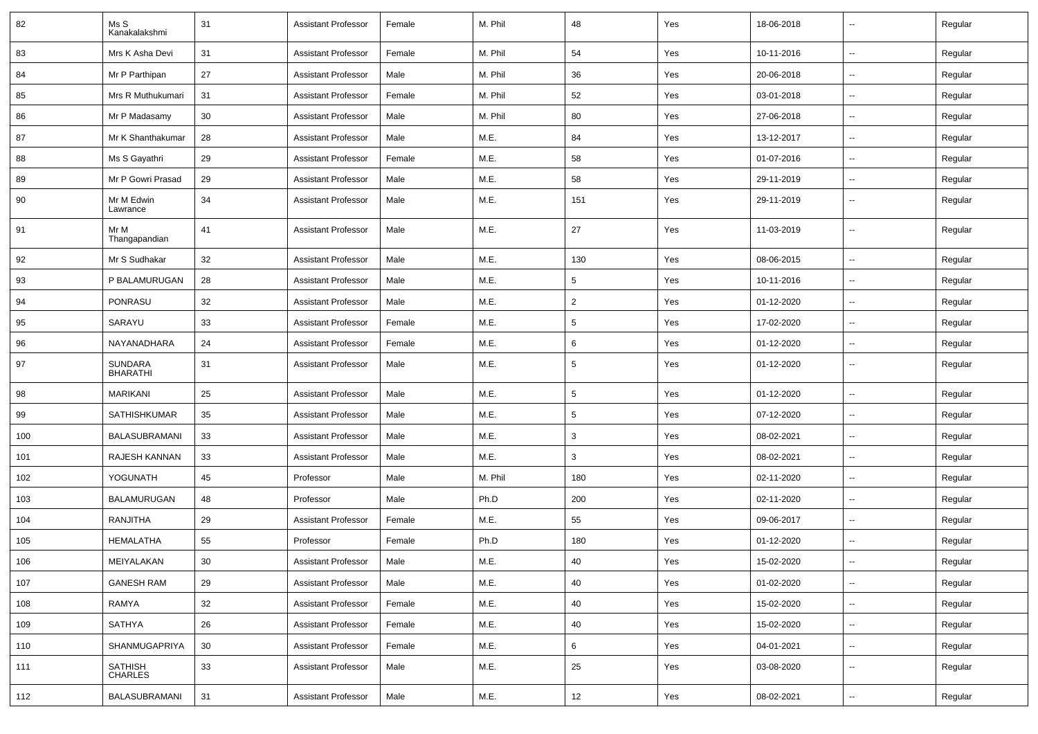| | | | | | | | | | | |
|---|---|---|---|---|---|---|---|---|---|---|
| 82 | Ms S Kanakalakshmi | 31 | Assistant Professor | Female | M. Phil | 48 | Yes | 18-06-2018 | -- | Regular |
| 83 | Mrs K Asha Devi | 31 | Assistant Professor | Female | M. Phil | 54 | Yes | 10-11-2016 | -- | Regular |
| 84 | Mr P Parthipan | 27 | Assistant Professor | Male | M. Phil | 36 | Yes | 20-06-2018 | -- | Regular |
| 85 | Mrs R Muthukumari | 31 | Assistant Professor | Female | M. Phil | 52 | Yes | 03-01-2018 | -- | Regular |
| 86 | Mr P Madasamy | 30 | Assistant Professor | Male | M. Phil | 80 | Yes | 27-06-2018 | -- | Regular |
| 87 | Mr K Shanthakumar | 28 | Assistant Professor | Male | M.E. | 84 | Yes | 13-12-2017 | -- | Regular |
| 88 | Ms S Gayathri | 29 | Assistant Professor | Female | M.E. | 58 | Yes | 01-07-2016 | -- | Regular |
| 89 | Mr P Gowri Prasad | 29 | Assistant Professor | Male | M.E. | 58 | Yes | 29-11-2019 | -- | Regular |
| 90 | Mr M Edwin Lawrance | 34 | Assistant Professor | Male | M.E. | 151 | Yes | 29-11-2019 | -- | Regular |
| 91 | Mr M Thangapandian | 41 | Assistant Professor | Male | M.E. | 27 | Yes | 11-03-2019 | -- | Regular |
| 92 | Mr S Sudhakar | 32 | Assistant Professor | Male | M.E. | 130 | Yes | 08-06-2015 | -- | Regular |
| 93 | P BALAMURUGAN | 28 | Assistant Professor | Male | M.E. | 5 | Yes | 10-11-2016 | -- | Regular |
| 94 | PONRASU | 32 | Assistant Professor | Male | M.E. | 2 | Yes | 01-12-2020 | -- | Regular |
| 95 | SARAYU | 33 | Assistant Professor | Female | M.E. | 5 | Yes | 17-02-2020 | -- | Regular |
| 96 | NAYANADHARA | 24 | Assistant Professor | Female | M.E. | 6 | Yes | 01-12-2020 | -- | Regular |
| 97 | SUNDARA BHARATHI | 31 | Assistant Professor | Male | M.E. | 5 | Yes | 01-12-2020 | -- | Regular |
| 98 | MARIKANI | 25 | Assistant Professor | Male | M.E. | 5 | Yes | 01-12-2020 | -- | Regular |
| 99 | SATHISHKUMAR | 35 | Assistant Professor | Male | M.E. | 5 | Yes | 07-12-2020 | -- | Regular |
| 100 | BALASUBRAMANI | 33 | Assistant Professor | Male | M.E. | 3 | Yes | 08-02-2021 | -- | Regular |
| 101 | RAJESH KANNAN | 33 | Assistant Professor | Male | M.E. | 3 | Yes | 08-02-2021 | -- | Regular |
| 102 | YOGUNATH | 45 | Professor | Male | M. Phil | 180 | Yes | 02-11-2020 | -- | Regular |
| 103 | BALAMURUGAN | 48 | Professor | Male | Ph.D | 200 | Yes | 02-11-2020 | -- | Regular |
| 104 | RANJITHA | 29 | Assistant Professor | Female | M.E. | 55 | Yes | 09-06-2017 | -- | Regular |
| 105 | HEMALATHA | 55 | Professor | Female | Ph.D | 180 | Yes | 01-12-2020 | -- | Regular |
| 106 | MEIYALAKAN | 30 | Assistant Professor | Male | M.E. | 40 | Yes | 15-02-2020 | -- | Regular |
| 107 | GANESH RAM | 29 | Assistant Professor | Male | M.E. | 40 | Yes | 01-02-2020 | -- | Regular |
| 108 | RAMYA | 32 | Assistant Professor | Female | M.E. | 40 | Yes | 15-02-2020 | -- | Regular |
| 109 | SATHYA | 26 | Assistant Professor | Female | M.E. | 40 | Yes | 15-02-2020 | -- | Regular |
| 110 | SHANMUGAPRIYA | 30 | Assistant Professor | Female | M.E. | 6 | Yes | 04-01-2021 | -- | Regular |
| 111 | SATHISH CHARLES | 33 | Assistant Professor | Male | M.E. | 25 | Yes | 03-08-2020 | -- | Regular |
| 112 | BALASUBRAMANI | 31 | Assistant Professor | Male | M.E. | 12 | Yes | 08-02-2021 | -- | Regular |